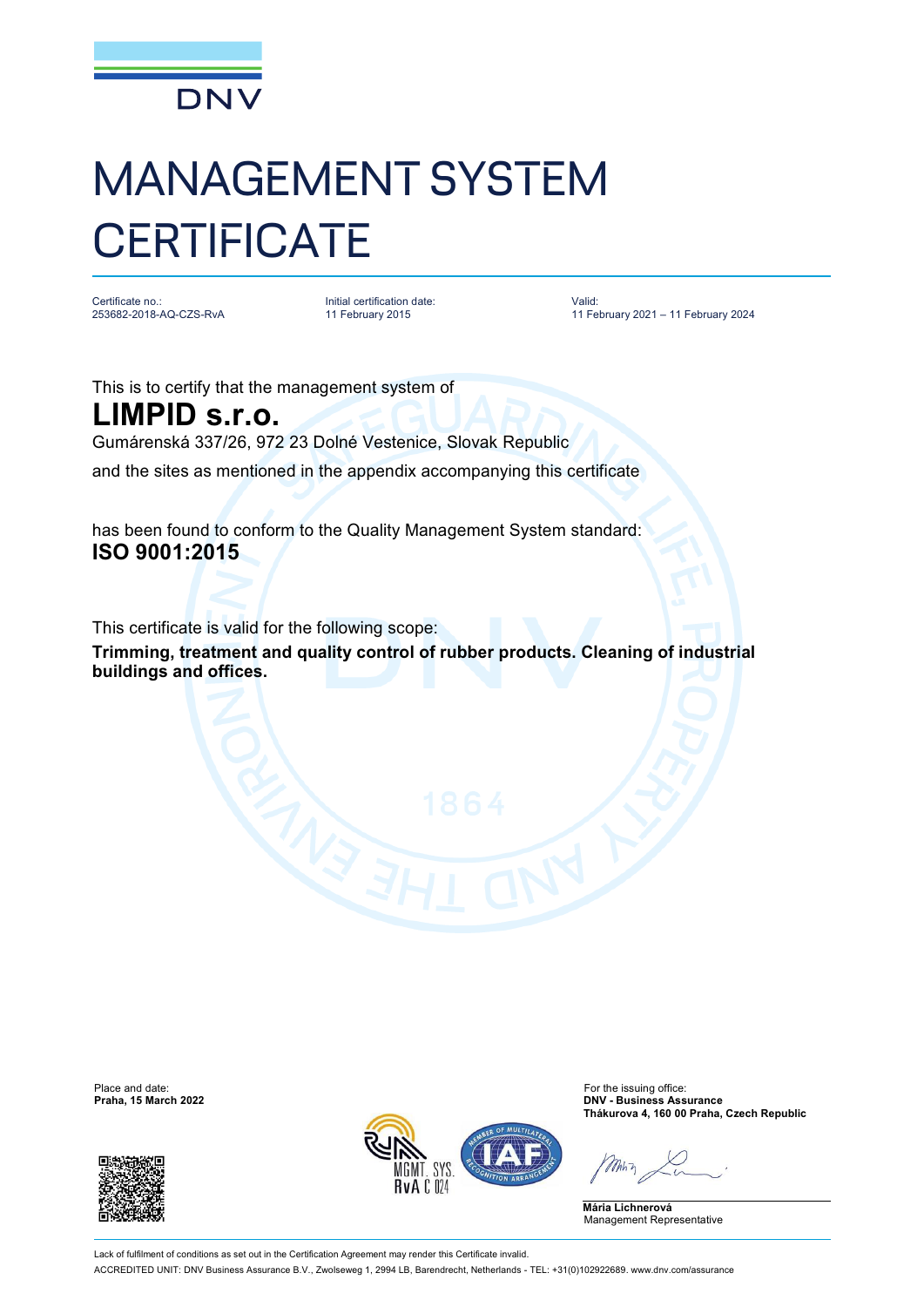DNV

# MANAGEMENT SYSTEM CERTIFICATE

Certificate no.:
253682-2018-AQ-CZS-RvA

Initial certification date:
11 February 2015

Valid:
11 February 2021 – 11 February 2024

This is to certify that the management system of

## LIMPID s.r.o.

Gumárenská 337/26, 972 23 Dolné Vestenice, Slovak Republic

and the sites as mentioned in the appendix accompanying this certificate

has been found to conform to the Quality Management System standard:

**ISO 9001:2015**

This certificate is valid for the following scope:

**Trimming, treatment and quality control of rubber products. Cleaning of industrial buildings and offices.**

Place and date:
**Praha, 15 March 2022**

For the issuing office:
**DNV - Business Assurance**
**Thákurova 4, 160 00 Praha, Czech Republic**

**Mária Lichnerová**
Management Representative

MGMT. SYS. RvA C 024

Lack of fulfilment of conditions as set out in the Certification Agreement may render this Certificate invalid.

ACCREDITED UNIT: DNV Business Assurance B.V., Zwolseweg 1, 2994 LB, Barendrecht, Netherlands - TEL: +31(0)102922689. www.dnv.com/assurance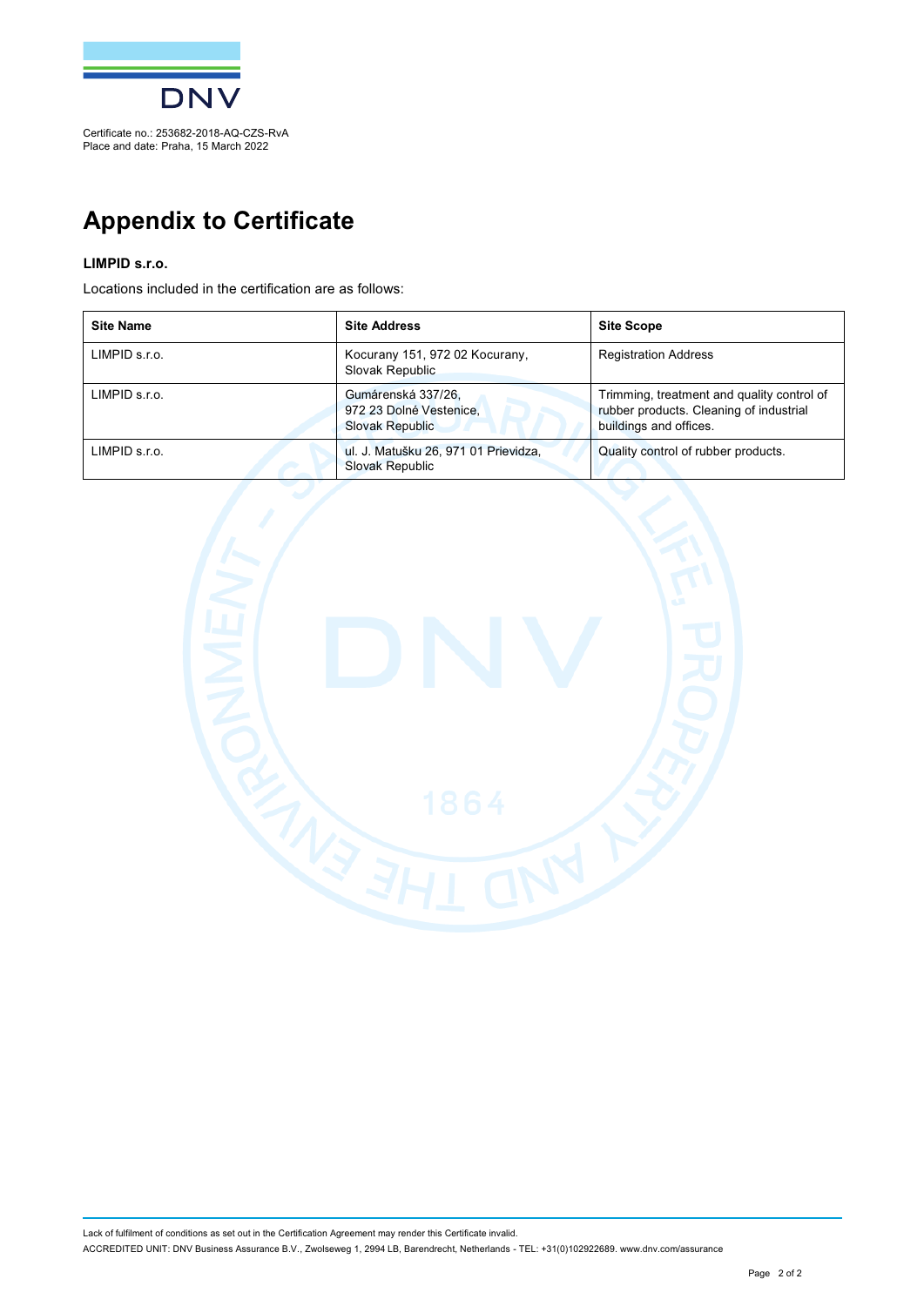Certificate no.: 253682-2018-AQ-CZS-RvA
Place and date: Praha, 15 March 2022

# Appendix to Certificate

**LIMPID s.r.o.**

Locations included in the certification are as follows:

| Site Name | Site Address | Site Scope |
|---|---|---|
| LIMPID s.r.o. | Kocurany 151, 972 02 Kocurany, Slovak Republic | Registration Address |
| LIMPID s.r.o. | Gumárenská 337/26, 972 23 Dolné Vestenice, Slovak Republic | Trimming, treatment and quality control of rubber products. Cleaning of industrial buildings and offices. |
| LIMPID s.r.o. | ul. J. Matušku 26, 971 01 Prievidza, Slovak Republic | Quality control of rubber products. |

Lack of fulfilment of conditions as set out in the Certification Agreement may render this Certificate invalid.

ACCREDITED UNIT: DNV Business Assurance B.V., Zwolseweg 1, 2994 LB, Barendrecht, Netherlands - TEL: +31(0)102922689. www.dnv.com/assurance